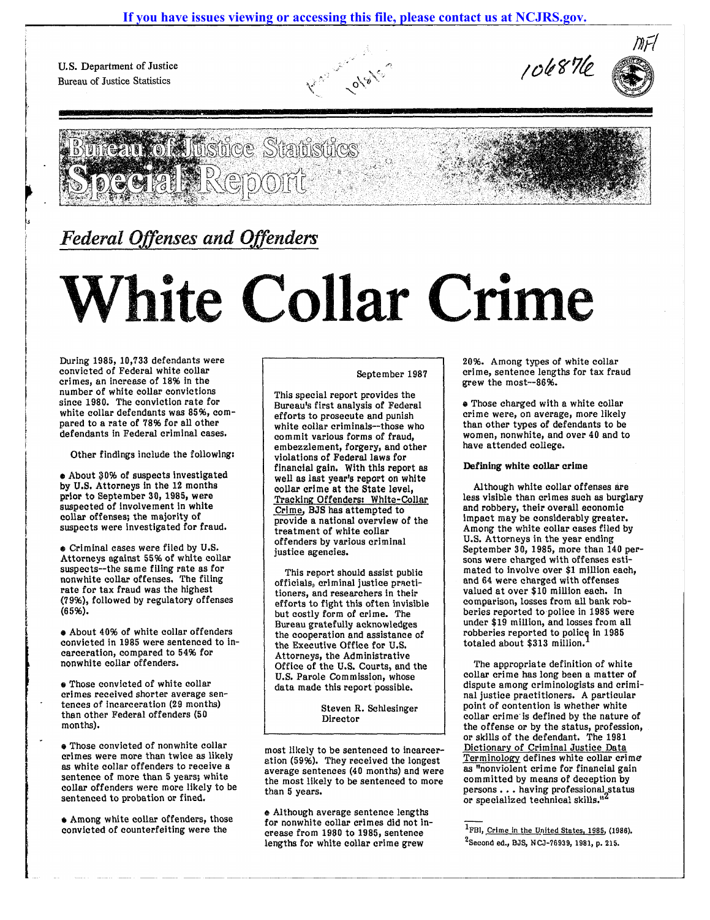U.S. Department of Justice
Bureau of Justice Statistics

# Bureau of Justice Statistics Special Report

## *Federal Offenses and Offenders*

# White Collar Crime

September 1987

This special report provides the Bureau's first analysis of Federal efforts to prosecute and punish white collar criminals--those who commit various forms of fraud, embezzlement, forgery, and other violations of Federal laws for financial gain. With this report as well as last year's report on white collar crime at the State level, Tracking Offenders: White-Collar Crime, BJS has attempted to provide a national overview of the treatment of white collar offenders by various criminal justice agencies.

This report should assist public officials, criminal justice practitioners, and researchers in their efforts to fight this often invisible but costly form of crime. The Bureau gratefully acknowledges the cooperation and assistance of the Executive Office for U.S. Attorneys, the Administrative Office of the U.S. Courts, and the U.S. Parole Commission, whose data made this report possible.

Steven R. Schlesinger
Director

During 1985, 10,733 defendants were convicted of Federal white collar crimes, an increase of 18% in the number of white collar convictions since 1980. The conviction rate for white collar defendants was 85%, compared to a rate of 78% for all other defendants in Federal criminal cases.

Other findings include the following:

- About 30% of suspects investigated by U.S. Attorneys in the 12 months prior to September 30, 1985, were suspected of involvement in white collar offenses; the majority of suspects were investigated for fraud.
- Criminal cases were filed by U.S. Attorneys against 55% of white collar suspects--the same filing rate as for nonwhite collar offenses. The filing rate for tax fraud was the highest (79%), followed by regulatory offenses (65%).
- About 40% of white collar offenders convicted in 1985 were sentenced to incarceration, compared to 54% for nonwhite collar offenders.
- Those convicted of white collar crimes received shorter average sentences of incarceration (29 months) than other Federal offenders (50 months).
- Those convicted of nonwhite collar crimes were more than twice as likely as white collar offenders to receive a sentence of more than 5 years; white collar offenders were more likely to be sentenced to probation or fined.
- Among white collar offenders, those convicted of counterfeiting were the most likely to be sentenced to incarceration (59%). They received the longest average sentences (40 months) and were the most likely to be sentenced to more than 5 years.
- Although average sentence lengths for nonwhite collar crimes did not increase from 1980 to 1985, sentence lengths for white collar crime grew 20%. Among types of white collar crime, sentence lengths for tax fraud grew the most--86%.
- Those charged with a white collar crime were, on average, more likely than other types of defendants to be women, nonwhite, and over 40 and to have attended college.

### Defining white collar crime

Although white collar offenses are less visible than crimes such as burglary and robbery, their overall economic impact may be considerably greater. Among the white collar cases filed by U.S. Attorneys in the year ending September 30, 1985, more than 140 persons were charged with offenses estimated to involve over $1 million each, and 64 were charged with offenses valued at over $10 million each. In comparison, losses from all bank robberies reported to police in 1985 were under $19 million, and losses from all robberies reported to police in 1985 totaled about $313 million.[1]

The appropriate definition of white collar crime has long been a matter of dispute among criminologists and criminal justice practitioners. A particular point of contention is whether white collar crime is defined by the nature of the offense or by the status, profession, or skills of the defendant. The 1981 Dictionary of Criminal Justice Data Terminology defines white collar crime as "nonviolent crime for financial gain committed by means of deception by persons . . . having professional status or specialized technical skills."[2]

---

[1]FBI, Crime in the United States, 1985, (1986).
[2]Second ed., BJS, NCJ-76939, 1981, p. 215.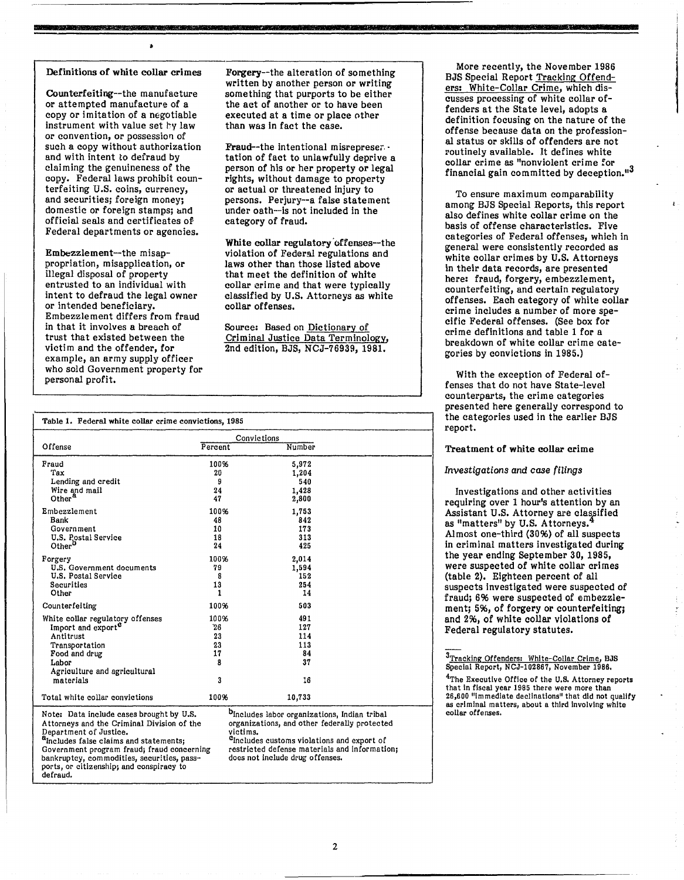**Definitions of white collar crimes**

**Counterfeiting**--the manufacture or attempted manufacture of a copy or imitation of a negotiable instrument with value set by law or convention, or possession of such a copy without authorization and with intent to defraud by claiming the genuineness of the copy. Federal laws prohibit counterfeiting U.S. coins, currency, and securities; foreign money; domestic or foreign stamps; and official seals and certificates of Federal departments or agencies.

**Embezzlement**--the misappropriation, misapplication, or illegal disposal of property entrusted to an individual with intent to defraud the legal owner or intended beneficiary. Embezzlement differs from fraud in that it involves a breach of trust that existed between the victim and the offender, for example, an army supply officer who sold Government property for personal profit.

**Forgery**--the alteration of something written by another person or writing something that purports to be either the act of another or to have been executed at a time or place other than was in fact the case.

**Fraud**--the intentional misrepresentation of fact to unlawfully deprive a person of his or her property or legal rights, without damage to property or actual or threatened injury to persons. Perjury--a false statement under oath--is not included in the category of fraud.

**White collar regulatory offenses**--the violation of Federal regulations and laws other than those listed above that meet the definition of white collar crime and that were typically classified by U.S. Attorneys as white collar offenses.

Source: Based on Dictionary of Criminal Justice Data Terminology, 2nd edition, BJS, NCJ-76939, 1981.

**Table 1. Federal white collar crime convictions, 1985**

| Offense | Convictions | |
|---|---|---|
| | Percent | Number |
| Fraud | 100% | 5,972 |
| Tax | 20 | 1,204 |
| Lending and credit | 9 | 540 |
| Wire and mail | 24 | 1,428 |
| Other[a] | 47 | 2,800 |
| Embezzlement | 100% | 1,753 |
| Bank | 48 | 842 |
| Government | 10 | 173 |
| U.S. Postal Service | 18 | 313 |
| Other[b] | 24 | 425 |
| Forgery | 100% | 2,014 |
| U.S. Government documents | 79 | 1,594 |
| U.S. Postal Service | 8 | 152 |
| Securities | 13 | 254 |
| Other | 1 | 14 |
| Counterfeiting | 100% | 503 |
| White collar regulatory offenses | 100% | 491 |
| Import and export[c] | 26 | 127 |
| Antitrust | 23 | 114 |
| Transportation | 23 | 113 |
| Food and drug | 17 | 84 |
| Labor | 8 | 37 |
| Agriculture and agricultural materials | 3 | 16 |
| Total white collar convictions | 100% | 10,733 |

Note: Data include cases brought by U.S. Attorneys and the Criminal Division of the Department of Justice.
[a]Includes false claims and statements; Government program fraud; fraud concerning bankruptcy, commodities, securities, passports, or citizenship; and conspiracy to defraud.
[b]Includes labor organizations, Indian tribal organizations, and other federally protected victims.
[c]Includes customs violations and export of restricted defense materials and information; does not include drug offenses.

More recently, the November 1986 BJS Special Report Tracking Offenders: White-Collar Crime, which discusses processing of white collar offenders at the State level, adopts a definition focusing on the nature of the offense because data on the professional status or skills of offenders are not routinely available. It defines white collar crime as "nonviolent crime for financial gain committed by deception."[3]

To ensure maximum comparability among BJS Special Reports, this report also defines white collar crime on the basis of offense characteristics. Five categories of Federal offenses, which in general were consistently recorded as white collar crimes by U.S. Attorneys in their data records, are presented here: fraud, forgery, embezzlement, counterfeiting, and certain regulatory offenses. Each category of white collar crime includes a number of more specific Federal offenses. (See box for crime definitions and table 1 for a breakdown of white collar crime categories by convictions in 1985.)

With the exception of Federal offenses that do not have State-level counterparts, the crime categories presented here generally correspond to the categories used in the earlier BJS report.

## Treatment of white collar crime

### *Investigations and case filings*

Investigations and other activities requiring over 1 hour's attention by an Assistant U.S. Attorney are classified as "matters" by U.S. Attorneys.[4] Almost one-third (30%) of all suspects in criminal matters investigated during the year ending September 30, 1985, were suspected of white collar crimes (table 2). Eighteen percent of all suspects investigated were suspected of fraud; 6% were suspected of embezzlement; 5%, of forgery or counterfeiting; and 2%, of white collar violations of Federal regulatory statutes.

---

[3]Tracking Offenders: White-Collar Crime, BJS Special Report, NCJ-102867, November 1986.

[4]The Executive Office of the U.S. Attorney reports that in fiscal year 1985 there were more than 26,600 "immediate declinations" that did not qualify as criminal matters, about a third involving white collar offenses.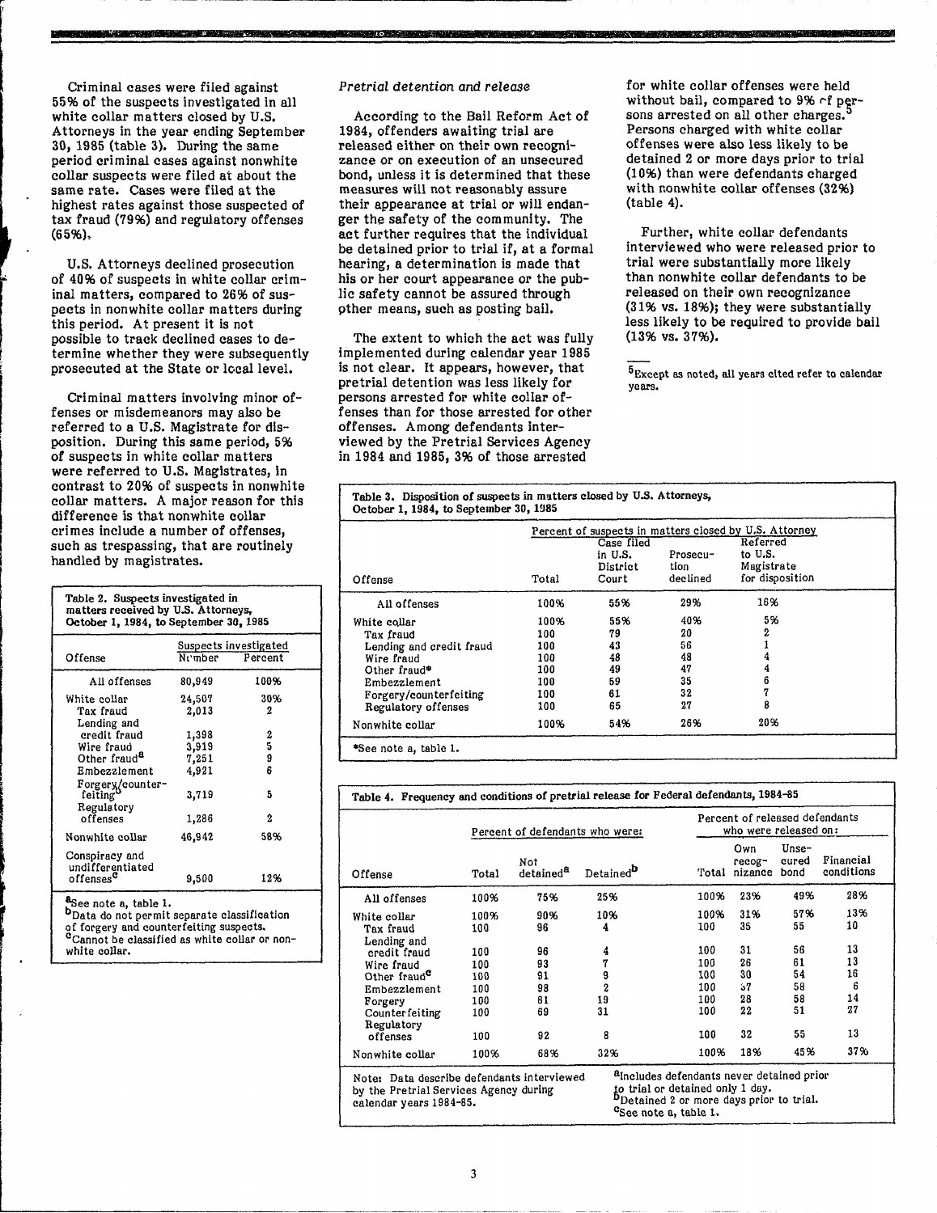Criminal cases were filed against 55% of the suspects investigated in all white collar matters closed by U.S. Attorneys in the year ending September 30, 1985 (table 3). During the same period criminal cases against nonwhite collar suspects were filed at about the same rate. Cases were filed at the highest rates against those suspected of tax fraud (79%) and regulatory offenses (65%).

U.S. Attorneys declined prosecution of 40% of suspects in white collar criminal matters, compared to 26% of suspects in nonwhite collar matters during this period. At present it is not possible to track declined cases to determine whether they were subsequently prosecuted at the State or local level.

Criminal matters involving minor offenses or misdemeanors may also be referred to a U.S. Magistrate for disposition. During this same period, 5% of suspects in white collar matters were referred to U.S. Magistrates, in contrast to 20% of suspects in nonwhite collar matters. A major reason for this difference is that nonwhite collar crimes include a number of offenses, such as trespassing, that are routinely handled by magistrates.

Table 2. Suspects investigated in matters received by U.S. Attorneys, October 1, 1984, to September 30, 1985

| Offense | Suspects investigated | |
|---|---|---|
| | Number | Percent |
| All offenses | 80,949 | 100% |
| White collar | 24,507 | 30% |
| Tax fraud | 2,013 | 2 |
| Lending and credit fraud | 1,398 | 2 |
| Wire fraud | 3,919 | 5 |
| Other fraud[a] | 7,251 | 9 |
| Embezzlement | 4,921 | 6 |
| Forgery/counterfeiting[b] | 3,719 | 5 |
| Regulatory offenses | 1,286 | 2 |
| Nonwhite collar | 46,942 | 58% |
| Conspiracy and undifferentiated offenses[c] | 9,500 | 12% |

[a]See note a, table 1.
[b]Data do not permit separate classification of forgery and counterfeiting suspects.
[c]Cannot be classified as white collar or nonwhite collar.

*Pretrial detention and release*

According to the Bail Reform Act of 1984, offenders awaiting trial are released either on their own recognizance or on execution of an unsecured bond, unless it is determined that these measures will not reasonably assure their appearance at trial or will endanger the safety of the community. The act further requires that the individual be detained prior to trial if, at a formal hearing, a determination is made that his or her court appearance or the public safety cannot be assured through other means, such as posting bail.

The extent to which the act was fully implemented during calendar year 1985 is not clear. It appears, however, that pretrial detention was less likely for persons arrested for white collar offenses than for those arrested for other offenses. Among defendants interviewed by the Pretrial Services Agency in 1984 and 1985, 3% of those arrested for white collar offenses were held without bail, compared to 9% of persons arrested on all other charges.[5] Persons charged with white collar offenses were also less likely to be detained 2 or more days prior to trial (10%) than were defendants charged with nonwhite collar offenses (32%) (table 4).

Further, white collar defendants interviewed who were released prior to trial were substantially more likely than nonwhite collar defendants to be released on their own recognizance (31% vs. 18%); they were substantially less likely to be required to provide bail (13% vs. 37%).

[5]Except as noted, all years cited refer to calendar years.

Table 3. Disposition of suspects in matters closed by U.S. Attorneys, October 1, 1984, to September 30, 1985

| Offense | Percent of suspects in matters closed by U.S. Attorney | | | |
|---|---|---|---|---|
| | Total | Case filed in U.S. District Court | Prosecution declined | Referred to U.S. Magistrate for disposition |
| All offenses | 100% | 55% | 29% | 16% |
| White collar | 100% | 55% | 40% | 5% |
| Tax fraud | 100 | 79 | 20 | 2 |
| Lending and credit fraud | 100 | 43 | 56 | 1 |
| Wire fraud | 100 | 48 | 48 | 4 |
| Other fraud* | 100 | 49 | 47 | 4 |
| Embezzlement | 100 | 59 | 35 | 6 |
| Forgery/counterfeiting | 100 | 61 | 32 | 7 |
| Regulatory offenses | 100 | 65 | 27 | 8 |
| Nonwhite collar | 100% | 54% | 26% | 20% |

*See note a, table 1.

Table 4. Frequency and conditions of pretrial release for Federal defendants, 1984-85

| Offense | Percent of defendants who were: | | | Percent of released defendants who were released on: | | | |
|---|---|---|---|---|---|---|---|
| | Total | Not detained[a] | Detained[b] | Total | Own recognizance | Unsecured bond | Financial conditions |
| All offenses | 100% | 75% | 25% | 100% | 23% | 49% | 28% |
| White collar | 100% | 90% | 10% | 100% | 31% | 57% | 13% |
| Tax fraud | 100 | 96 | 4 | 100 | 35 | 55 | 10 |
| Lending and credit fraud | 100 | 96 | 4 | 100 | 31 | 56 | 13 |
| Wire fraud | 100 | 93 | 7 | 100 | 26 | 61 | 13 |
| Other fraud[c] | 100 | 91 | 9 | 100 | 30 | 54 | 16 |
| Embezzlement | 100 | 98 | 2 | 100 | 37 | 58 | 6 |
| Forgery | 100 | 81 | 19 | 100 | 28 | 58 | 14 |
| Counterfeiting | 100 | 69 | 31 | 100 | 22 | 51 | 27 |
| Regulatory offenses | 100 | 92 | 8 | 100 | 32 | 55 | 13 |
| Nonwhite collar | 100% | 68% | 32% | 100% | 18% | 45% | 37% |

Note: Data describe defendants interviewed by the Pretrial Services Agency during calendar years 1984-85.

[a]Includes defendants never detained prior to trial or detained only 1 day.
[b]Detained 2 or more days prior to trial.
[c]See note a, table 1.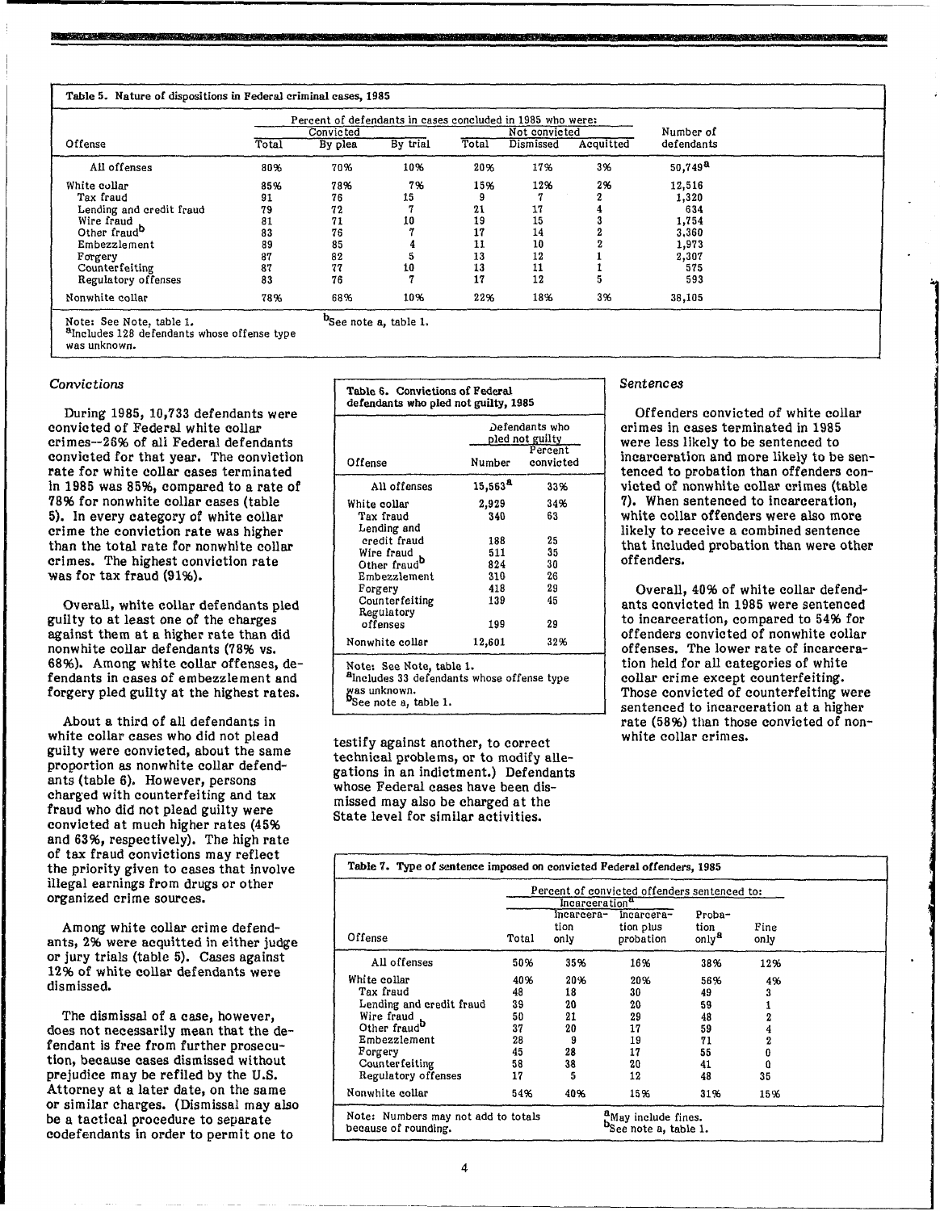**Table 5. Nature of dispositions in Federal criminal cases, 1985**

| Offense | Percent of defendants in cases concluded in 1985 who were: Convicted | | | Not convicted | | | Number of defendants |
|---|---|---|---|---|---|---|---|
| | Total | By plea | By trial | Total | Dismissed | Acquitted | |
| All offenses | 80% | 70% | 10% | 20% | 17% | 3% | 50,749[a] |
| White collar | 85% | 78% | 7% | 15% | 12% | 2% | 12,516 |
| Tax fraud | 91 | 76 | 15 | 9 | 7 | 2 | 1,320 |
| Lending and credit fraud | 79 | 72 | 7 | 21 | 17 | 4 | 634 |
| Wire fraud | 81 | 71 | 10 | 19 | 15 | 3 | 1,754 |
| Other fraud[b] | 83 | 76 | 7 | 17 | 14 | 2 | 3,360 |
| Embezzlement | 89 | 85 | 4 | 11 | 10 | 2 | 1,973 |
| Forgery | 87 | 82 | 5 | 13 | 12 | 1 | 2,307 |
| Counterfeiting | 87 | 77 | 10 | 13 | 11 | 1 | 575 |
| Regulatory offenses | 83 | 76 | 7 | 17 | 12 | 5 | 593 |
| Nonwhite collar | 78% | 68% | 10% | 22% | 18% | 3% | 38,105 |

Note: See Note, table 1.
[a]Includes 128 defendants whose offense type was unknown.
[b]See note a, table 1.

### *Convictions*

During 1985, 10,733 defendants were convicted of Federal white collar crimes--26% of all Federal defendants convicted for that year. The conviction rate for white collar cases terminated in 1985 was 85%, compared to a rate of 78% for nonwhite collar cases (table 5). In every category of white collar crime the conviction rate was higher than the total rate for nonwhite collar crimes. The highest conviction rate was for tax fraud (91%).

Overall, white collar defendants pled guilty to at least one of the charges against them at a higher rate than did nonwhite collar defendants (78% vs. 68%). Among white collar offenses, defendants in cases of embezzlement and forgery pled guilty at the highest rates.

About a third of all defendants in white collar cases who did not plead guilty were convicted, about the same proportion as nonwhite collar defendants (table 6). However, persons charged with counterfeiting and tax fraud who did not plead guilty were convicted at much higher rates (45% and 63%, respectively). The high rate of tax fraud convictions may reflect the priority given to cases that involve illegal earnings from drugs or other organized crime sources.

Among white collar crime defendants, 2% were acquitted in either judge or jury trials (table 5). Cases against 12% of white collar defendants were dismissed.

The dismissal of a case, however, does not necessarily mean that the defendant is free from further prosecution, because cases dismissed without prejudice may be refiled by the U.S. Attorney at a later date, on the same or similar charges. (Dismissal may also be a tactical procedure to separate codefendants in order to permit one to testify against another, to correct technical problems, or to modify allegations in an indictment.) Defendants whose Federal cases have been dismissed may also be charged at the State level for similar activities.

**Table 6. Convictions of Federal defendants who pled not guilty, 1985**

| Offense | Defendants who pled not guilty: Number | Percent convicted |
|---|---|---|
| All offenses | 15,563[a] | 33% |
| White collar | 2,929 | 34% |
| Tax fraud | 340 | 63 |
| Lending and credit fraud | 188 | 25 |
| Wire fraud | 511 | 35 |
| Other fraud[b] | 824 | 30 |
| Embezzlement | 310 | 26 |
| Forgery | 418 | 29 |
| Counterfeiting | 139 | 45 |
| Regulatory offenses | 199 | 29 |
| Nonwhite collar | 12,601 | 32% |

Note: See Note, table 1.
[a]Includes 33 defendants whose offense type was unknown.
[b]See note a, table 1.

### *Sentences*

Offenders convicted of white collar crimes in cases terminated in 1985 were less likely to be sentenced to incarceration and more likely to be sentenced to probation than offenders convicted of nonwhite collar crimes (table 7). When sentenced to incarceration, white collar offenders were also more likely to receive a combined sentence that included probation than were other offenders.

Overall, 40% of white collar defendants convicted in 1985 were sentenced to incarceration, compared to 54% for offenders convicted of nonwhite collar offenses. The lower rate of incarceration held for all categories of white collar crime except counterfeiting. Those convicted of counterfeiting were sentenced to incarceration at a higher rate (58%) than those convicted of nonwhite collar crimes.

**Table 7. Type of sentence imposed on convicted Federal offenders, 1985**

| Offense | Percent of convicted offenders sentenced to: Incarceration[a] | | | | |
|---|---|---|---|---|---|
| | Total | Incarceration only | Incarceration plus probation | Probation only[a] | Fine only |
| All offenses | 50% | 35% | 16% | 38% | 12% |
| White collar | 40% | 20% | 20% | 56% | 4% |
| Tax fraud | 48 | 18 | 30 | 49 | 3 |
| Lending and credit fraud | 39 | 20 | 20 | 59 | 1 |
| Wire fraud | 50 | 21 | 29 | 48 | 2 |
| Other fraud[b] | 37 | 20 | 17 | 59 | 4 |
| Embezzlement | 28 | 9 | 19 | 71 | 2 |
| Forgery | 45 | 28 | 17 | 55 | 0 |
| Counterfeiting | 58 | 38 | 20 | 41 | 0 |
| Regulatory offenses | 17 | 5 | 12 | 48 | 35 |
| Nonwhite collar | 54% | 40% | 15% | 31% | 15% |

Note: Numbers may not add to totals because of rounding.
[a]May include fines.
[b]See note a, table 1.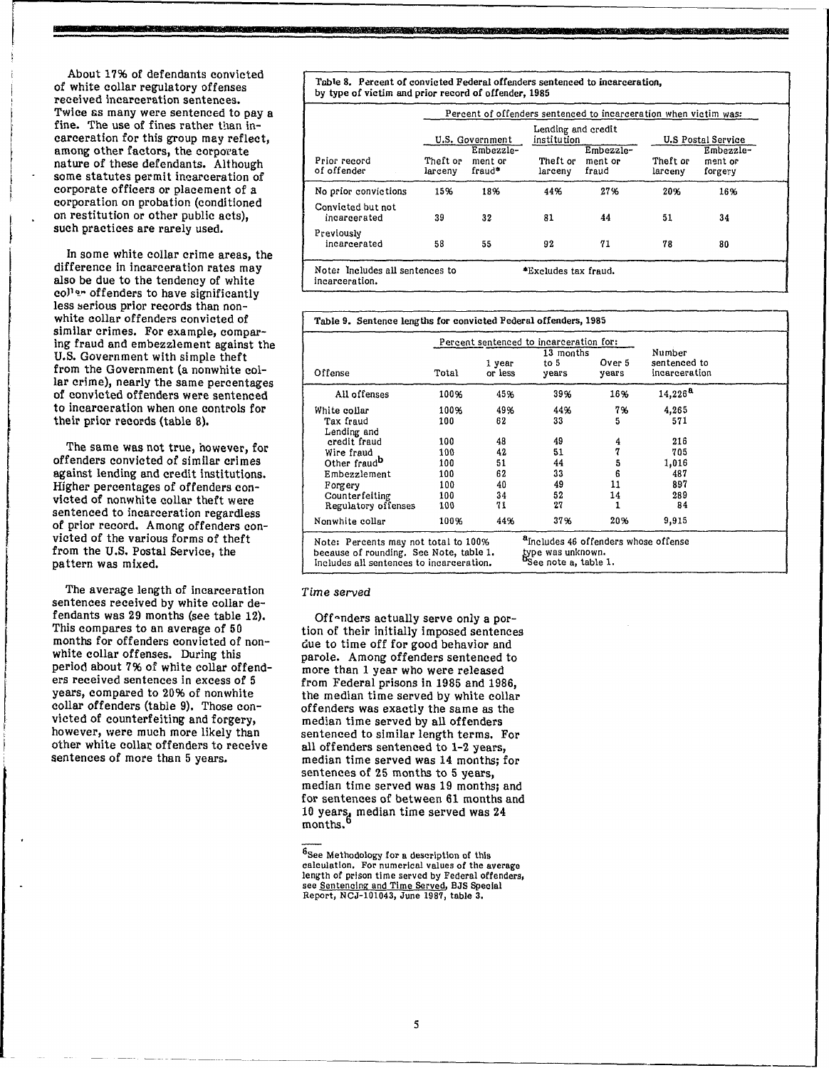About 17% of defendants convicted of white collar regulatory offenses received incarceration sentences. Twice as many were sentenced to pay a fine. The use of fines rather than incarceration for this group may reflect, among other factors, the corporate nature of these defendants. Although some statutes permit incarceration of corporate officers or placement of a corporation on probation (conditioned on restitution or other public acts), such practices are rarely used.

In some white collar crime areas, the difference in incarceration rates may also be due to the tendency of white collar offenders to have significantly less serious prior records than nonwhite collar offenders convicted of similar crimes. For example, comparing fraud and embezzlement against the U.S. Government with simple theft from the Government (a nonwhite collar crime), nearly the same percentages of convicted offenders were sentenced to incarceration when one controls for their prior records (table 8).

The same was not true, however, for offenders convicted of similar crimes against lending and credit institutions. Higher percentages of offenders convicted of nonwhite collar theft were sentenced to incarceration regardless of prior record. Among offenders convicted of the various forms of theft from the U.S. Postal Service, the pattern was mixed.

The average length of incarceration sentences received by white collar defendants was 29 months (see table 12). This compares to an average of 50 months for offenders convicted of nonwhite collar offenses. During this period about 7% of white collar offenders received sentences in excess of 5 years, compared to 20% of nonwhite collar offenders (table 9). Those convicted of counterfeiting and forgery, however, were much more likely than other white collar offenders to receive sentences of more than 5 years.

**Table 8. Percent of convicted Federal offenders sentenced to incarceration, by type of victim and prior record of offender, 1985**

| | Percent of offenders sentenced to incarceration when victim was: | | | | | |
|---|---|---|---|---|---|---|
| | U.S. Government | | Lending and credit institution | | U.S Postal Service | |
| Prior record of offender | Theft or larceny | Embezzlement or fraud* | Theft or larceny | Embezzlement or fraud | Theft or larceny | Embezzlement or forgery |
| No prior convictions | 15% | 18% | 44% | 27% | 20% | 16% |
| Convicted but not incarcerated | 39 | 32 | 81 | 44 | 51 | 34 |
| Previously incarcerated | 58 | 55 | 92 | 71 | 78 | 80 |

Note: Includes all sentences to incarceration.
*Excludes tax fraud.

**Table 9. Sentence lengths for convicted Federal offenders, 1985**

| | Percent sentenced to incarceration for: | | | | |
|---|---|---|---|---|---|
| Offense | Total | 1 year or less | 13 months to 5 years | Over 5 years | Number sentenced to incarceration |
| All offenses | 100% | 45% | 39% | 16% | 14,226[a] |
| White collar | 100% | 49% | 44% | 7% | 4,265 |
| Tax fraud | 100 | 62 | 33 | 5 | 571 |
| Lending and credit fraud | 100 | 48 | 49 | 4 | 216 |
| Wire fraud | 100 | 42 | 51 | 7 | 705 |
| Other fraud[b] | 100 | 51 | 44 | 5 | 1,016 |
| Embezzlement | 100 | 62 | 33 | 6 | 487 |
| Forgery | 100 | 40 | 49 | 11 | 897 |
| Counterfeiting | 100 | 34 | 52 | 14 | 289 |
| Regulatory offenses | 100 | 71 | 27 | 1 | 84 |
| Nonwhite collar | 100% | 44% | 37% | 20% | 9,915 |

Note: Percents may not total to 100% because of rounding. See Note, table 1. Includes all sentences to incarceration.
[a]Includes 46 offenders whose offense type was unknown.
[b]See note a, table 1.

*Time served*

Offenders actually serve only a portion of their initially imposed sentences due to time off for good behavior and parole. Among offenders sentenced to more than 1 year who were released from Federal prisons in 1985 and 1986, the median time served by white collar offenders was exactly the same as the median time served by all offenders sentenced to similar length terms. For all offenders sentenced to 1-2 years, median time served was 14 months; for sentences of 25 months to 5 years, median time served was 19 months; and for sentences of between 61 months and 10 years, median time served was 24 months.[6]

[6]See Methodology for a description of this calculation. For numerical values of the average length of prison time served by Federal offenders, see Sentencing and Time Served, BJS Special Report, NCJ-101043, June 1987, table 3.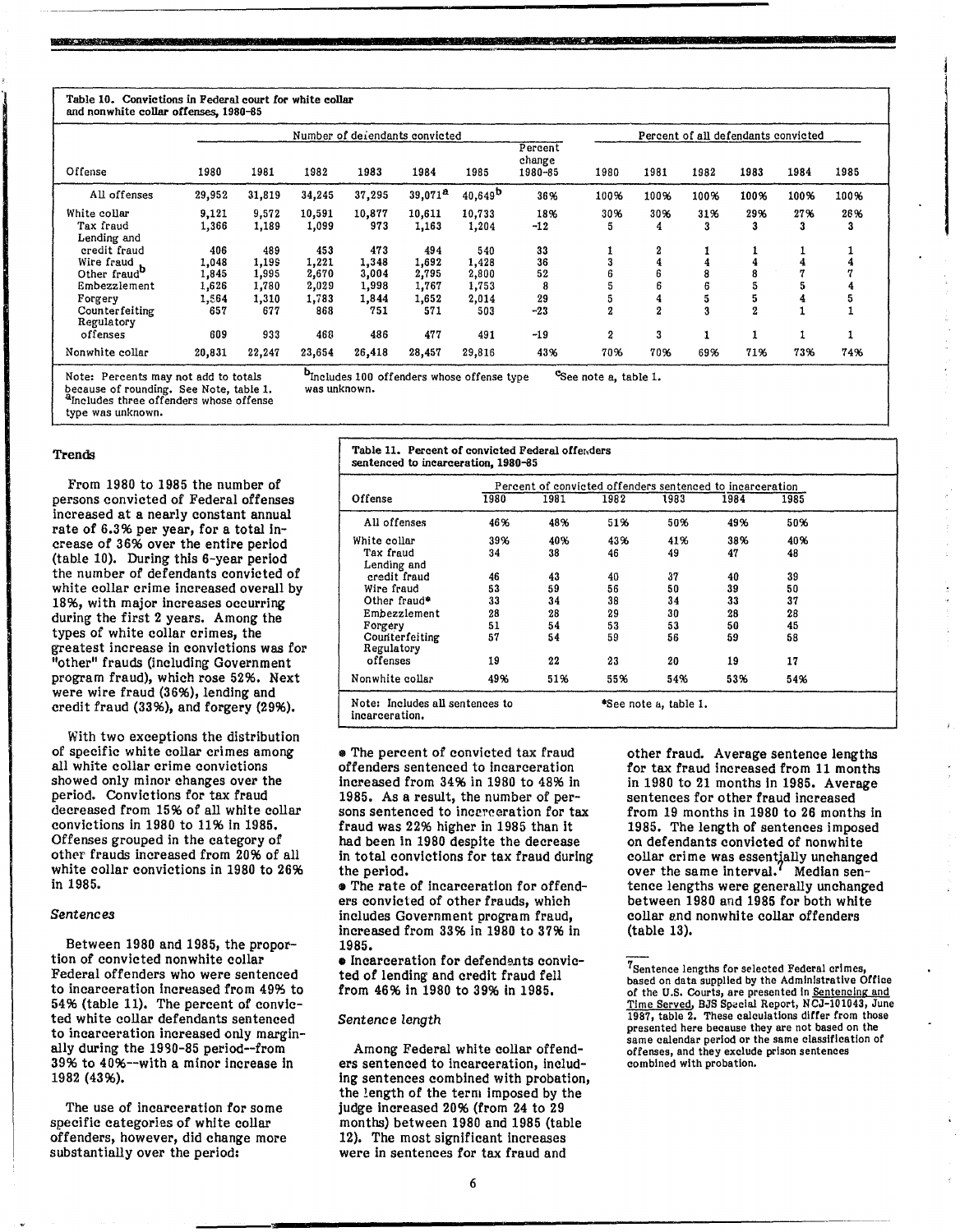**Table 10. Convictions in Federal court for white collar and nonwhite collar offenses, 1980-85**

| Offense | Number of defendants convicted | | | | | | | Percent of all defendants convicted | | | | | |
|---|---|---|---|---|---|---|---|---|---|---|---|---|---|
| | 1980 | 1981 | 1982 | 1983 | 1984 | 1985 | Percent change 1980-85 | 1980 | 1981 | 1982 | 1983 | 1984 | 1985 |
| All offenses | 29,952 | 31,819 | 34,245 | 37,295 | 39,071[a] | 40,649[b] | 36% | 100% | 100% | 100% | 100% | 100% | 100% |
| White collar | 9,121 | 9,572 | 10,591 | 10,877 | 10,611 | 10,733 | 18% | 30% | 30% | 31% | 29% | 27% | 26% |
| Tax fraud | 1,366 | 1,189 | 1,099 | 973 | 1,163 | 1,204 | -12 | 5 | 4 | 3 | 3 | 3 | 3 |
| Lending and credit fraud | 406 | 489 | 453 | 473 | 494 | 540 | 33 | 1 | 2 | 1 | 1 | 1 | 1 |
| Wire fraud | 1,048 | 1,199 | 1,221 | 1,348 | 1,692 | 1,428 | 36 | 3 | 4 | 4 | 4 | 4 | 4 |
| Other fraud[b] | 1,845 | 1,995 | 2,670 | 3,004 | 2,795 | 2,800 | 52 | 6 | 6 | 8 | 8 | 7 | 7 |
| Embezzlement | 1,626 | 1,780 | 2,029 | 1,998 | 1,767 | 1,753 | 8 | 5 | 6 | 6 | 5 | 5 | 4 |
| Forgery | 1,564 | 1,310 | 1,783 | 1,844 | 1,652 | 2,014 | 29 | 5 | 4 | 5 | 5 | 4 | 5 |
| Counterfeiting | 657 | 677 | 868 | 751 | 571 | 503 | -23 | 2 | 2 | 3 | 2 | 1 | 1 |
| Regulatory offenses | 609 | 933 | 468 | 486 | 477 | 491 | -19 | 2 | 3 | 1 | 1 | 1 | 1 |
| Nonwhite collar | 20,831 | 22,247 | 23,654 | 26,418 | 28,457 | 29,816 | 43% | 70% | 70% | 69% | 71% | 73% | 74% |

Note: Percents may not add to totals because of rounding. See Note, table 1.
[a]Includes three offenders whose offense type was unknown.
[b]Includes 100 offenders whose offense type was unknown.
[c]See note a, table 1.

## Trends

From 1980 to 1985 the number of persons convicted of Federal offenses increased at a nearly constant annual rate of 6.3% per year, for a total increase of 36% over the entire period (table 10). During this 6-year period the number of defendants convicted of white collar crime increased overall by 18%, with major increases occurring during the first 2 years. Among the types of white collar crimes, the greatest increase in convictions was for "other" frauds (including Government program fraud), which rose 52%. Next were wire fraud (36%), lending and credit fraud (33%), and forgery (29%).

With two exceptions the distribution of specific white collar crimes among all white collar crime convictions showed only minor changes over the period. Convictions for tax fraud decreased from 15% of all white collar convictions in 1980 to 11% in 1985. Offenses grouped in the category of other frauds increased from 20% of all white collar convictions in 1980 to 26% in 1985.

### *Sentences*

Between 1980 and 1985, the proportion of convicted nonwhite collar Federal offenders who were sentenced to incarceration increased from 49% to 54% (table 11). The percent of convicted white collar defendants sentenced to incarceration increased only marginally during the 1980-85 period--from 39% to 40%--with a minor increase in 1982 (43%).

The use of incarceration for some specific categories of white collar offenders, however, did change more substantially over the period:

**Table 11. Percent of convicted Federal offenders sentenced to incarceration, 1980-85**

| Offense | Percent of convicted offenders sentenced to incarceration | | | | | |
|---|---|---|---|---|---|---|
| | 1980 | 1981 | 1982 | 1983 | 1984 | 1985 |
| All offenses | 46% | 48% | 51% | 50% | 49% | 50% |
| White collar | 39% | 40% | 43% | 41% | 38% | 40% |
| Tax fraud | 34 | 38 | 46 | 49 | 47 | 48 |
| Lending and credit fraud | 46 | 43 | 40 | 37 | 40 | 39 |
| Wire fraud | 53 | 59 | 56 | 50 | 39 | 50 |
| Other fraud* | 33 | 34 | 38 | 34 | 33 | 37 |
| Embezzlement | 28 | 28 | 29 | 30 | 28 | 28 |
| Forgery | 51 | 54 | 53 | 53 | 50 | 45 |
| Counterfeiting | 57 | 54 | 59 | 56 | 59 | 58 |
| Regulatory offenses | 19 | 22 | 23 | 20 | 19 | 17 |
| Nonwhite collar | 49% | 51% | 55% | 54% | 53% | 54% |

Note: Includes all sentences to incarceration.
*See note a, table 1.

- The percent of convicted tax fraud offenders sentenced to incarceration increased from 34% in 1980 to 48% in 1985. As a result, the number of persons sentenced to incarceration for tax fraud was 22% higher in 1985 than it had been in 1980 despite the decrease in total convictions for tax fraud during the period.
- The rate of incarceration for offenders convicted of other frauds, which includes Government program fraud, increased from 33% in 1980 to 37% in 1985.
- Incarceration for defendants convicted of lending and credit fraud fell from 46% in 1980 to 39% in 1985.

### *Sentence length*

Among Federal white collar offenders sentenced to incarceration, including sentences combined with probation, the length of the term imposed by the judge increased 20% (from 24 to 29 months) between 1980 and 1985 (table 12). The most significant increases were in sentences for tax fraud and other fraud. Average sentence lengths for tax fraud increased from 11 months in 1980 to 21 months in 1985. Average sentences for other fraud increased from 19 months in 1980 to 26 months in 1985. The length of sentences imposed on defendants convicted of nonwhite collar crime was essentially unchanged over the same interval.[7] Median sentence lengths were generally unchanged between 1980 and 1985 for both white collar and nonwhite collar offenders (table 13).

[7]Sentence lengths for selected Federal crimes, based on data supplied by the Administrative Office of the U.S. Courts, are presented in Sentencing and Time Served, BJS Special Report, NCJ-101043, June 1987, table 2. These calculations differ from those presented here because they are not based on the same calendar period or the same classification of offenses, and they exclude prison sentences combined with probation.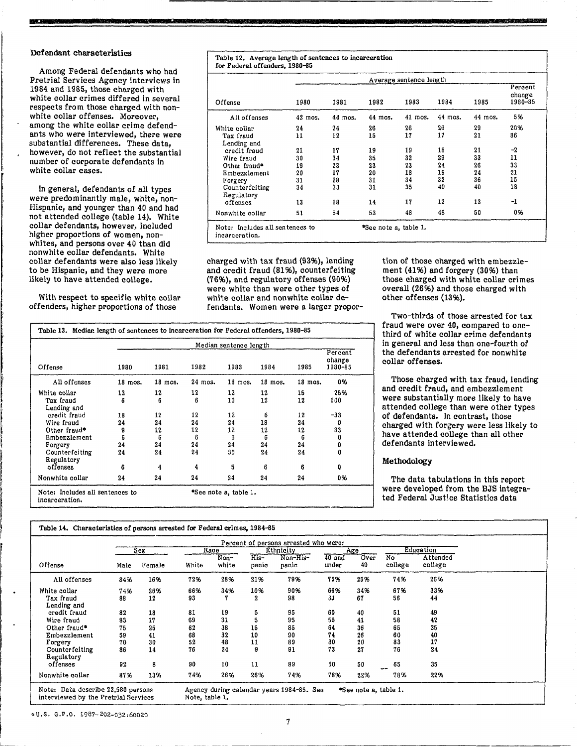## Defendant characteristics

Among Federal defendants who had Pretrial Services Agency interviews in 1984 and 1985, those charged with white collar crimes differed in several respects from those charged with nonwhite collar offenses. Moreover, among the white collar crime defendants who were interviewed, there were substantial differences. These data, however, do not reflect the substantial number of corporate defendants in white collar cases.

In general, defendants of all types were predominantly male, white, non-Hispanic, and younger than 40 and had not attended college (table 14). White collar defendants, however, included higher proportions of women, nonwhites, and persons over 40 than did nonwhite collar defendants. White collar defendants were also less likely to be Hispanic, and they were more likely to have attended college.

With respect to specific white collar offenders, higher proportions of those charged with tax fraud (93%), lending and credit fraud (81%), counterfeiting (76%), and regulatory offenses (90%) were white than were other types of white collar and nonwhite collar defendants. Women were a larger proportion of those charged with embezzlement (41%) and forgery (30%) than those charged with white collar crimes overall (26%) and those charged with other offenses (13%).

Two-thirds of those arrested for tax fraud were over 40, compared to one-third of white collar crime defendants in general and less than one-fourth of the defendants arrested for nonwhite collar offenses.

Those charged with tax fraud, lending and credit fraud, and embezzlement were substantially more likely to have attended college than were other types of defendants. In contrast, those charged with forgery were less likely to have attended college than all other defendants interviewed.

**Table 12. Average length of sentences to incarceration for Federal offenders, 1980-85**

| Offense | Average sentence length | | | | | | |
|---|---|---|---|---|---|---|---|
| | 1980 | 1981 | 1982 | 1983 | 1984 | 1985 | Percent change 1980-85 |
| All offenses | 42 mos. | 44 mos. | 44 mos. | 41 mos. | 44 mos. | 44 mos. | 5% |
| White collar | 24 | 24 | 26 | 26 | 26 | 29 | 20% |
| Tax fraud | 11 | 12 | 15 | 17 | 17 | 21 | 86 |
| Lending and credit fraud | 21 | 17 | 19 | 19 | 18 | 21 | -2 |
| Wire fraud | 30 | 34 | 35 | 32 | 29 | 33 | 11 |
| Other fraud* | 19 | 23 | 23 | 23 | 24 | 26 | 33 |
| Embezzlement | 20 | 17 | 20 | 18 | 19 | 24 | 21 |
| Forgery | 31 | 28 | 31 | 34 | 32 | 36 | 15 |
| Counterfeiting | 34 | 33 | 31 | 35 | 40 | 40 | 18 |
| Regulatory offenses | 13 | 18 | 14 | 17 | 12 | 13 | -1 |
| Nonwhite collar | 51 | 54 | 53 | 48 | 48 | 50 | 0% |

Note: Includes all sentences to incarceration. *See note a, table 1.

**Table 13. Median length of sentences to incarceration for Federal offenders, 1980-85**

| Offense | Median sentence length | | | | | | |
|---|---|---|---|---|---|---|---|
| | 1980 | 1981 | 1982 | 1983 | 1984 | 1985 | Percent change 1980-85 |
| All offenses | 18 mos. | 18 mos. | 24 mos. | 18 mos. | 18 mos. | 18 mos. | 0% |
| White collar | 12 | 12 | 12 | 12 | 12 | 15 | 25% |
| Tax fraud | 6 | 6 | 6 | 10 | 12 | 12 | 100 |
| Lending and credit fraud | 18 | 12 | 12 | 12 | 6 | 12 | -33 |
| Wire fraud | 24 | 24 | 24 | 24 | 18 | 24 | 0 |
| Other fraud* | 9 | 12 | 12 | 12 | 12 | 12 | 33 |
| Embezzlement | 6 | 6 | 6 | 6 | 6 | 6 | 0 |
| Forgery | 24 | 24 | 24 | 24 | 24 | 24 | 0 |
| Counterfeiting | 24 | 24 | 24 | 30 | 24 | 24 | 0 |
| Regulatory offenses | 6 | 4 | 4 | 5 | 6 | 6 | 0 |
| Nonwhite collar | 24 | 24 | 24 | 24 | 24 | 24 | 0% |

Note: Includes all sentences to incarceration. *See note a, table 1.

## Methodology

The data tabulations in this report were developed from the BJS integrated Federal Justice Statistics data

**Table 14. Characteristics of persons arrested for Federal crimes, 1984-85**

| Offense | Sex | | Race | | Ethnicity | | Age | | Education | |
|---|---|---|---|---|---|---|---|---|---|---|
| | Male | Female | White | Non-white | His-panic | Non-His-panic | 40 and under | Over 40 | No college | Attended college |
| All offenses | 84% | 16% | 72% | 28% | 21% | 79% | 75% | 25% | 74% | 26% |
| White collar | 74% | 26% | 66% | 34% | 10% | 90% | 66% | 34% | 67% | 33% |
| Tax fraud | 88 | 12 | 93 | 7 | 2 | 98 | 33 | 67 | 56 | 44 |
| Lending and credit fraud | 82 | 18 | 81 | 19 | 5 | 95 | 60 | 40 | 51 | 49 |
| Wire fraud | 83 | 17 | 69 | 31 | 5 | 95 | 59 | 41 | 58 | 42 |
| Other fraud* | 75 | 25 | 62 | 38 | 15 | 85 | 64 | 36 | 65 | 35 |
| Embezzlement | 59 | 41 | 68 | 32 | 10 | 90 | 74 | 26 | 60 | 40 |
| Forgery | 70 | 30 | 52 | 48 | 11 | 89 | 80 | 20 | 83 | 17 |
| Counterfeiting | 86 | 14 | 76 | 24 | 9 | 91 | 73 | 27 | 76 | 24 |
| Regulatory offenses | 92 | 8 | 90 | 10 | 11 | 89 | 50 | 50 | 65 | 35 |
| Nonwhite collar | 87% | 13% | 74% | 26% | 26% | 74% | 78% | 22% | 78% | 22% |

Note: Data describe 22,580 persons interviewed by the Pretrial Services Agency during calendar years 1984-85. See Note, table 1. *See note a, table 1.

*U.S. G.P.O. 1987-202-032:60020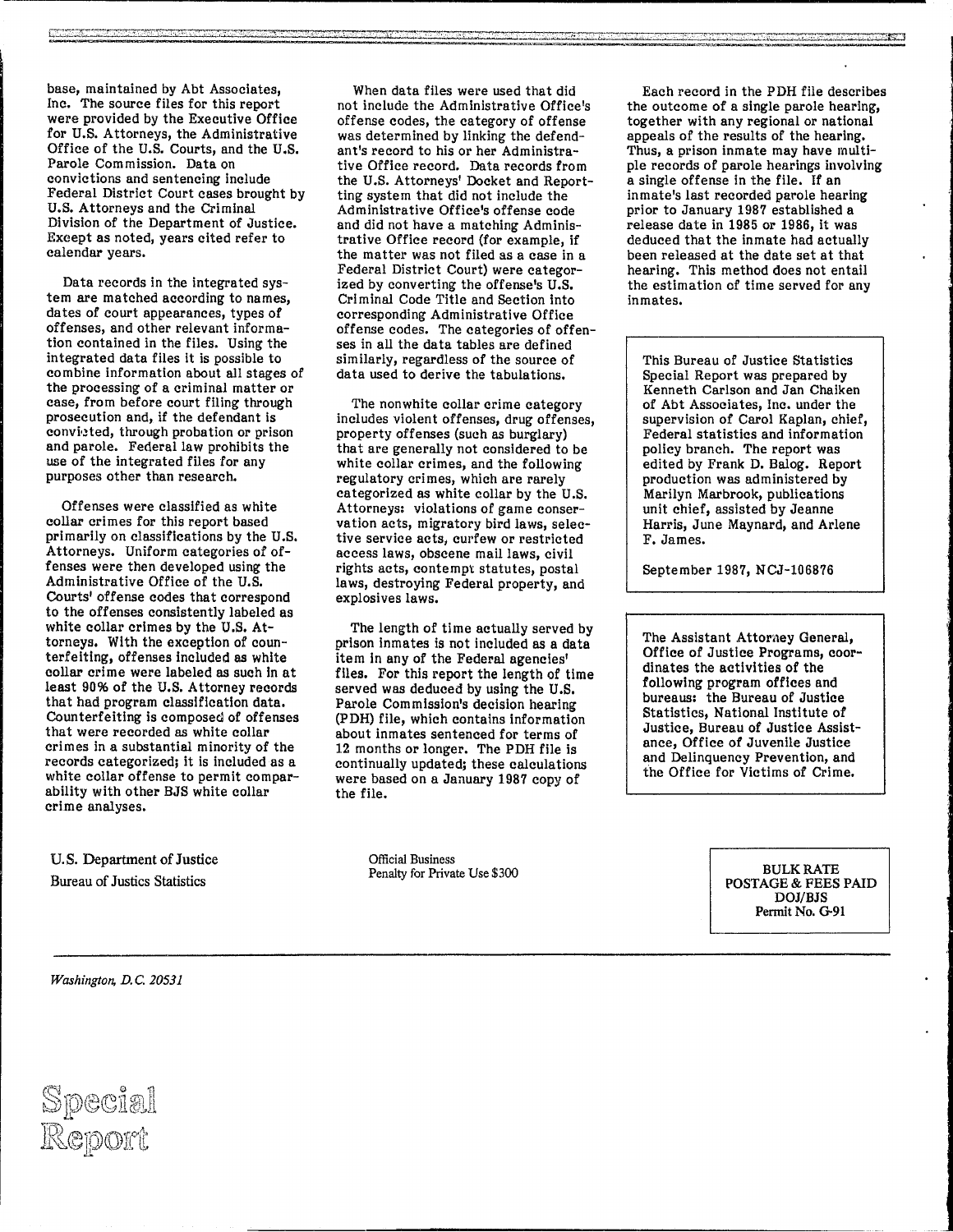base, maintained by Abt Associates, Inc. The source files for this report were provided by the Executive Office for U.S. Attorneys, the Administrative Office of the U.S. Courts, and the U.S. Parole Commission. Data on convictions and sentencing include Federal District Court cases brought by U.S. Attorneys and the Criminal Division of the Department of Justice. Except as noted, years cited refer to calendar years.

Data records in the integrated system are matched according to names, dates of court appearances, types of offenses, and other relevant information contained in the files. Using the integrated data files it is possible to combine information about all stages of the processing of a criminal matter or case, from before court filing through prosecution and, if the defendant is convicted, through probation or prison and parole. Federal law prohibits the use of the integrated files for any purposes other than research.

Offenses were classified as white collar crimes for this report based primarily on classifications by the U.S. Attorneys. Uniform categories of offenses were then developed using the Administrative Office of the U.S. Courts' offense codes that correspond to the offenses consistently labeled as white collar crimes by the U.S. Attorneys. With the exception of counterfeiting, offenses included as white collar crime were labeled as such in at least 90% of the U.S. Attorney records that had program classification data. Counterfeiting is composed of offenses that were recorded as white collar crimes in a substantial minority of the records categorized; it is included as a white collar offense to permit comparability with other BJS white collar crime analyses.

When data files were used that did not include the Administrative Office's offense codes, the category of offense was determined by linking the defendant's record to his or her Administrative Office record. Data records from the U.S. Attorneys' Docket and Reporting system that did not include the Administrative Office's offense code and did not have a matching Administrative Office record (for example, if the matter was not filed as a case in a Federal District Court) were categorized by converting the offense's U.S. Criminal Code Title and Section into corresponding Administrative Office offense codes. The categories of offenses in all the data tables are defined similarly, regardless of the source of data used to derive the tabulations.

The nonwhite collar crime category includes violent offenses, drug offenses, property offenses (such as burglary) that are generally not considered to be white collar crimes, and the following regulatory crimes, which are rarely categorized as white collar by the U.S. Attorneys: violations of game conservation acts, migratory bird laws, selective service acts, curfew or restricted access laws, obscene mail laws, civil rights acts, contempt statutes, postal laws, destroying Federal property, and explosives laws.

The length of time actually served by prison inmates is not included as a data item in any of the Federal agencies' files. For this report the length of time served was deduced by using the U.S. Parole Commission's decision hearing (PDH) file, which contains information about inmates sentenced for terms of 12 months or longer. The PDH file is continually updated; these calculations were based on a January 1987 copy of the file.

Each record in the PDH file describes the outcome of a single parole hearing, together with any regional or national appeals of the results of the hearing. Thus, a prison inmate may have multiple records of parole hearings involving a single offense in the file. If an inmate's last recorded parole hearing prior to January 1987 established a release date in 1985 or 1986, it was deduced that the inmate had actually been released at the date set at that hearing. This method does not entail the estimation of time served for any inmates.

This Bureau of Justice Statistics Special Report was prepared by Kenneth Carlson and Jan Chaiken of Abt Associates, Inc. under the supervision of Carol Kaplan, chief, Federal statistics and information policy branch. The report was edited by Frank D. Balog. Report production was administered by Marilyn Marbrook, publications unit chief, assisted by Jeanne Harris, June Maynard, and Arlene F. James.

September 1987, NCJ-106876

The Assistant Attorney General, Office of Justice Programs, coordinates the activities of the following program offices and bureaus: the Bureau of Justice Statistics, National Institute of Justice, Bureau of Justice Assistance, Office of Juvenile Justice and Delinquency Prevention, and the Office for Victims of Crime.

U.S. Department of Justice
Bureau of Justics Statistics

Official Business
Penalty for Private Use $300

BULK RATE
POSTAGE & FEES PAID
DOJ/BJS
Permit No. G-91

*Washington, D.C. 20531*

Special Report